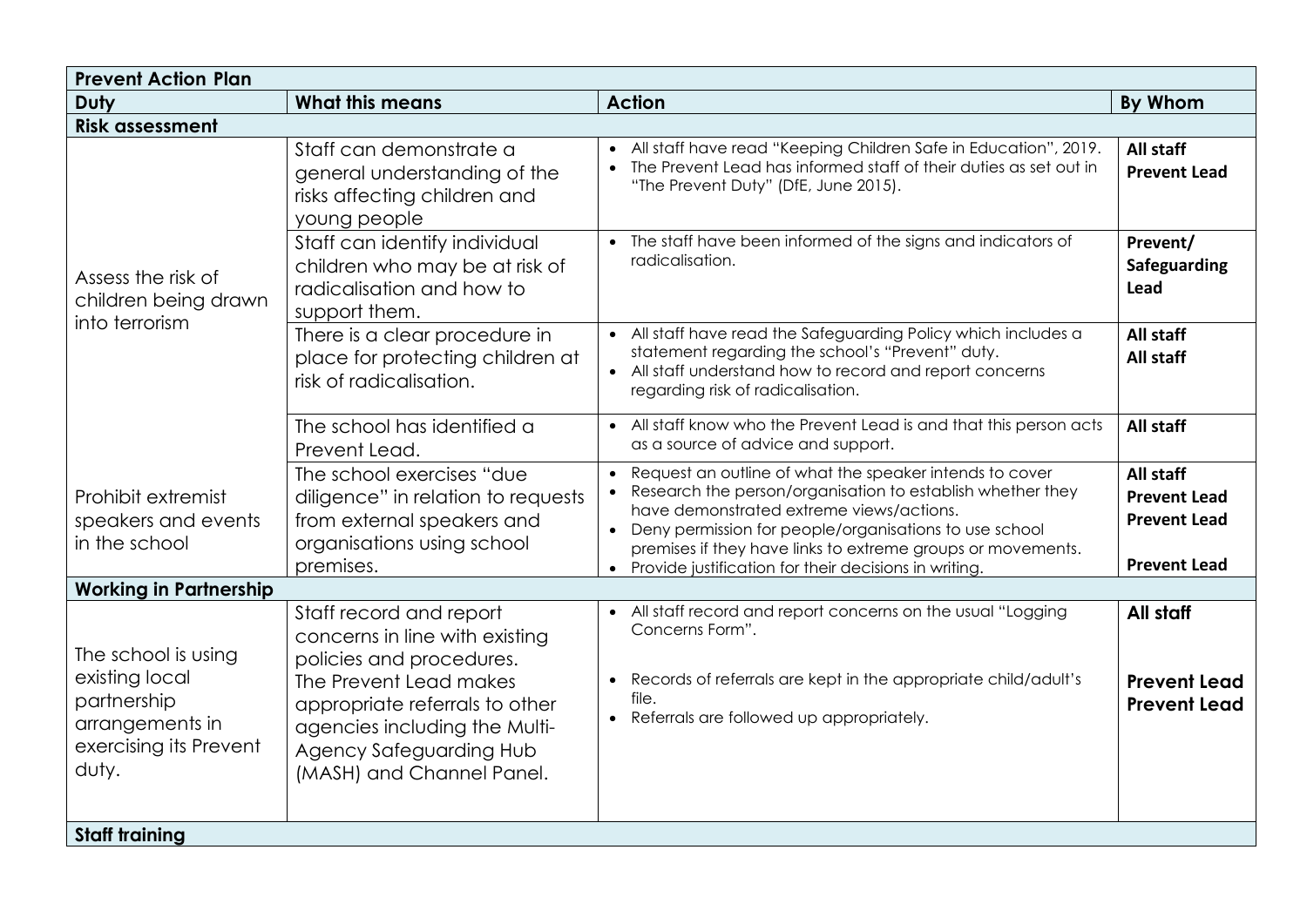| Prevent Action Plan | | | |
|---|---|---|---|
| **Duty** | **What this means** | **Action** | **By Whom** |
| **Risk assessment** | | | |
| Assess the risk of children being drawn into terrorism | Staff can demonstrate a general understanding of the risks affecting children and young people | • All staff have read "Keeping Children Safe in Education", 2019.<br>• The Prevent Lead has informed staff of their duties as set out in "The Prevent Duty" (DfE, June 2015). | **All staff**<br>**Prevent Lead** |
| | Staff can identify individual children who may be at risk of radicalisation and how to support them. | • The staff have been informed of the signs and indicators of radicalisation. | **Prevent/ Safeguarding Lead** |
| | There is a clear procedure in place for protecting children at risk of radicalisation. | • All staff have read the Safeguarding Policy which includes a statement regarding the school's "Prevent" duty.<br>• All staff understand how to record and report concerns regarding risk of radicalisation. | **All staff**<br>**All staff** |
| | The school has identified a Prevent Lead. | • All staff know who the Prevent Lead is and that this person acts as a source of advice and support. | **All staff** |
| Prohibit extremist speakers and events in the school | The school exercises "due diligence" in relation to requests from external speakers and organisations using school premises. | • Request an outline of what the speaker intends to cover<br>• Research the person/organisation to establish whether they have demonstrated extreme views/actions.<br>• Deny permission for people/organisations to use school premises if they have links to extreme groups or movements.<br>• Provide justification for their decisions in writing. | **All staff**<br>**Prevent Lead**<br>**Prevent Lead**<br>**Prevent Lead** |
| **Working in Partnership** | | | |
| The school is using existing local partnership arrangements in exercising its Prevent duty. | Staff record and report concerns in line with existing policies and procedures.<br>The Prevent Lead makes appropriate referrals to other agencies including the Multi-Agency Safeguarding Hub (MASH) and Channel Panel. | • All staff record and report concerns on the usual "Logging Concerns Form".<br>• Records of referrals are kept in the appropriate child/adult's file.<br>• Referrals are followed up appropriately. | **All staff**<br>**Prevent Lead**<br>**Prevent Lead** |
| **Staff training** | | | |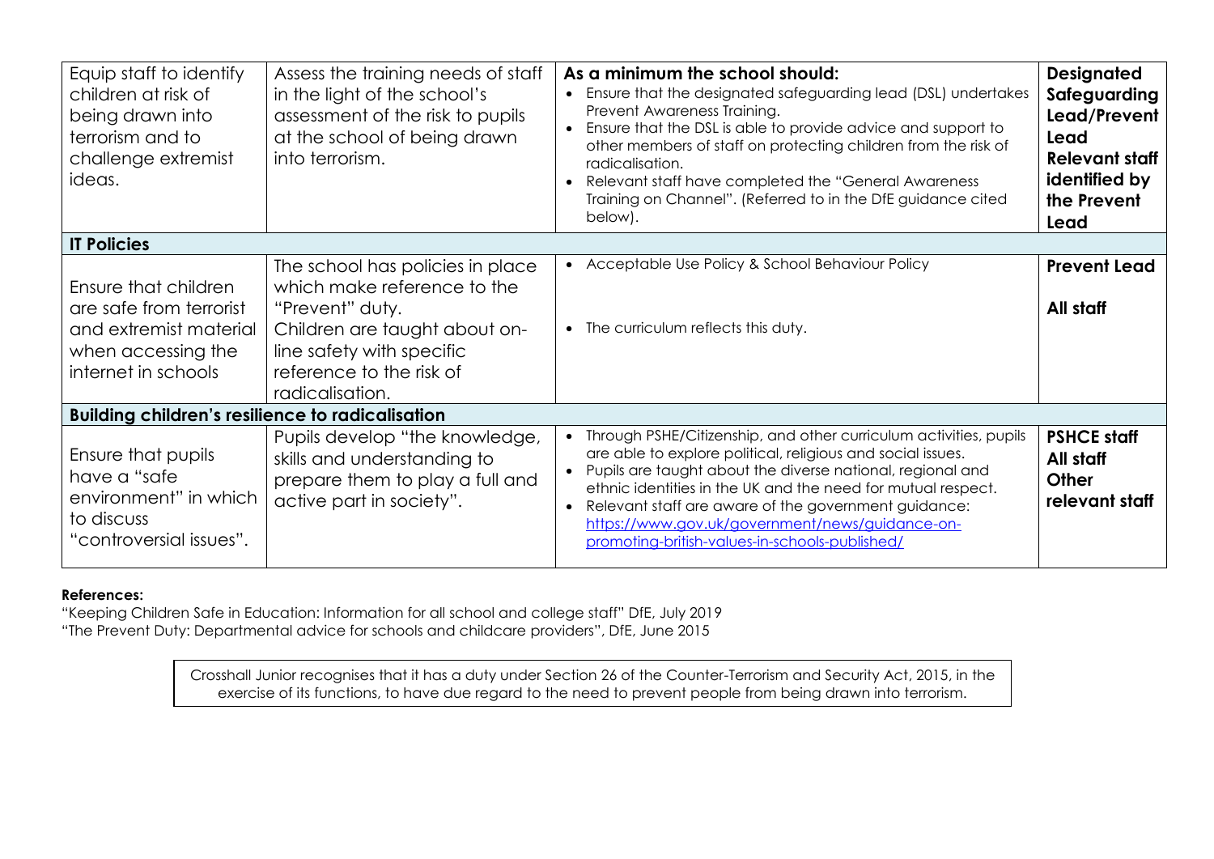| | | | |
|---|---|---|---|
| Equip staff to identify children at risk of being drawn into terrorism and to challenge extremist ideas. | Assess the training needs of staff in the light of the school's assessment of the risk to pupils at the school of being drawn into terrorism. | **As a minimum the school should:**<br>• Ensure that the designated safeguarding lead (DSL) undertakes Prevent Awareness Training.<br>• Ensure that the DSL is able to provide advice and support to other members of staff on protecting children from the risk of radicalisation.<br>• Relevant staff have completed the "General Awareness Training on Channel". (Referred to in the DfE guidance cited below). | **Designated Safeguarding Lead/Prevent Lead**<br>**Relevant staff identified by the Prevent Lead** |
| **IT Policies** | | | |
| Ensure that children are safe from terrorist and extremist material when accessing the internet in schools | The school has policies in place which make reference to the "Prevent" duty.<br>Children are taught about on-line safety with specific reference to the risk of radicalisation. | • Acceptable Use Policy & School Behaviour Policy<br><br>• The curriculum reflects this duty. | **Prevent Lead**<br><br>**All staff** |
| **Building children's resilience to radicalisation** | | | |
| Ensure that pupils have a "safe environment" in which to discuss "controversial issues". | Pupils develop "the knowledge, skills and understanding to prepare them to play a full and active part in society". | • Through PSHE/Citizenship, and other curriculum activities, pupils are able to explore political, religious and social issues.<br>• Pupils are taught about the diverse national, regional and ethnic identities in the UK and the need for mutual respect.<br>• Relevant staff are aware of the government guidance: https://www.gov.uk/government/news/guidance-on-promoting-british-values-in-schools-published/ | **PSHCE staff**<br>**All staff**<br>**Other relevant staff** |

**References:**

"Keeping Children Safe in Education: Information for all school and college staff" DfE, July 2019

"The Prevent Duty: Departmental advice for schools and childcare providers", DfE, June 2015

Crosshall Junior recognises that it has a duty under Section 26 of the Counter-Terrorism and Security Act, 2015, in the exercise of its functions, to have due regard to the need to prevent people from being drawn into terrorism.